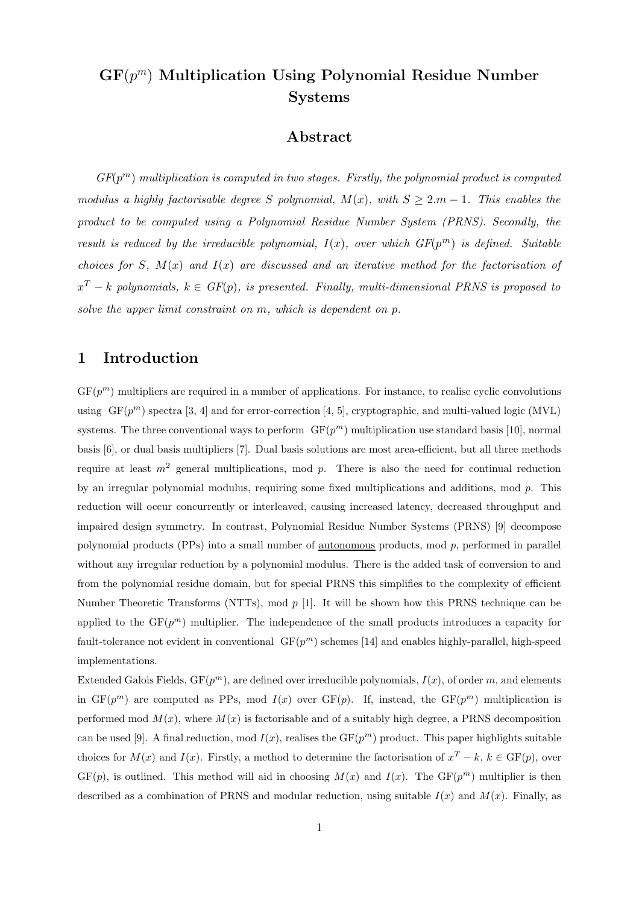# GF($p^m$) Multiplication Using Polynomial Residue Number Systems

## Abstract

*GF($p^m$) multiplication is computed in two stages. Firstly, the polynomial product is computed modulus a highly factorisable degree S polynomial, M(x), with $S \geq 2.m - 1$. This enables the product to be computed using a Polynomial Residue Number System (PRNS). Secondly, the result is reduced by the irreducible polynomial, I(x), over which GF($p^m$) is defined. Suitable choices for S, M(x) and I(x) are discussed and an iterative method for the factorisation of $x^T - k$ polynomials, $k \in$ GF(p), is presented. Finally, multi-dimensional PRNS is proposed to solve the upper limit constraint on m, which is dependent on p.*

## 1 Introduction

GF($p^m$) multipliers are required in a number of applications. For instance, to realise cyclic convolutions using GF($p^m$) spectra [3, 4] and for error-correction [4, 5], cryptographic, and multi-valued logic (MVL) systems. The three conventional ways to perform GF($p^m$) multiplication use standard basis [10], normal basis [6], or dual basis multipliers [7]. Dual basis solutions are most area-efficient, but all three methods require at least $m^2$ general multiplications, mod $p$. There is also the need for continual reduction by an irregular polynomial modulus, requiring some fixed multiplications and additions, mod $p$. This reduction will occur concurrently or interleaved, causing increased latency, decreased throughput and impaired design symmetry. In contrast, Polynomial Residue Number Systems (PRNS) [9] decompose polynomial products (PPs) into a small number of <u>autonomous</u> products, mod $p$, performed in parallel without any irregular reduction by a polynomial modulus. There is the added task of conversion to and from the polynomial residue domain, but for special PRNS this simplifies to the complexity of efficient Number Theoretic Transforms (NTTs), mod $p$ [1]. It will be shown how this PRNS technique can be applied to the GF($p^m$) multiplier. The independence of the small products introduces a capacity for fault-tolerance not evident in conventional GF($p^m$) schemes [14] and enables highly-parallel, high-speed implementations.

Extended Galois Fields, GF($p^m$), are defined over irreducible polynomials, $I(x)$, of order $m$, and elements in GF($p^m$) are computed as PPs, mod $I(x)$ over GF($p$). If, instead, the GF($p^m$) multiplication is performed mod $M(x)$, where $M(x)$ is factorisable and of a suitably high degree, a PRNS decomposition can be used [9]. A final reduction, mod $I(x)$, realises the GF($p^m$) product. This paper highlights suitable choices for $M(x)$ and $I(x)$. Firstly, a method to determine the factorisation of $x^T - k$, $k \in$ GF($p$), over GF($p$), is outlined. This method will aid in choosing $M(x)$ and $I(x)$. The GF($p^m$) multiplier is then described as a combination of PRNS and modular reduction, using suitable $I(x)$ and $M(x)$. Finally, as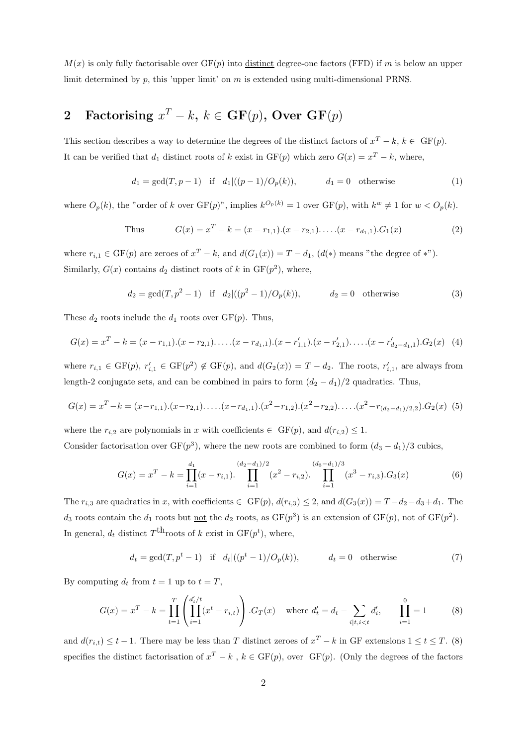$M(x)$ is only fully factorisable over GF($p$) into distinct degree-one factors (FFD) if $m$ is below an upper limit determined by $p$, this 'upper limit' on $m$ is extended using multi-dimensional PRNS.

## 2 Factorising $x^T - k$, $k \in$ GF($p$), Over GF($p$)

This section describes a way to determine the degrees of the distinct factors of $x^T - k$, $k \in$ GF($p$). It can be verified that $d_1$ distinct roots of $k$ exist in GF($p$) which zero $G(x) = x^T - k$, where,

$$d_1 = \gcd(T, p-1) \quad \text{if} \quad d_1 | ((p-1)/O_p(k)), \qquad d_1 = 0 \quad \text{otherwise} \tag{1}$$

where $O_p(k)$, the "order of $k$ over GF($p$)", implies $k^{O_p(k)} = 1$ over GF($p$), with $k^w \neq 1$ for $w < O_p(k)$.

$$\text{Thus} \qquad G(x) = x^T - k = (x - r_{1,1}).(x - r_{2,1}).\ldots.(x - r_{d_1,1}).G_1(x) \tag{2}$$

where $r_{i,1} \in$ GF($p$) are zeroes of $x^T - k$, and $d(G_1(x)) = T - d_1$, ($d(*)$ means "the degree of $*$"). Similarly, $G(x)$ contains $d_2$ distinct roots of $k$ in GF($p^2$), where,

$$d_2 = \gcd(T, p^2-1) \quad \text{if} \quad d_2 | ((p^2-1)/O_p(k)), \qquad d_2 = 0 \quad \text{otherwise} \tag{3}$$

These $d_2$ roots include the $d_1$ roots over GF($p$). Thus,

$$G(x) = x^T - k = (x - r_{1,1}).(x - r_{2,1}).\ldots.(x - r_{d_1,1}).(x - r'_{1,1}).(x - r'_{2,1}).\ldots.(x - r'_{d_2-d_1,1}).G_2(x) \tag{4}$$

where $r_{i,1} \in$ GF($p$), $r'_{i,1} \in$ GF($p^2$) $\notin$ GF($p$), and $d(G_2(x)) = T - d_2$. The roots, $r'_{i,1}$, are always from length-2 conjugate sets, and can be combined in pairs to form $(d_2 - d_1)/2$ quadratics. Thus,

$$G(x) = x^T - k = (x - r_{1,1}).(x - r_{2,1}).\ldots.(x - r_{d_1,1}).(x^2 - r_{1,2}).(x^2 - r_{2,2}).\ldots.(x^2 - r_{(d_2-d_1)/2,2}).G_2(x) \tag{5}$$

where the $r_{i,2}$ are polynomials in $x$ with coefficients $\in$ GF($p$), and $d(r_{i,2}) \leq 1$.
Consider factorisation over GF($p^3$), where the new roots are combined to form $(d_3 - d_1)/3$ cubics,

$$G(x) = x^T - k = \prod_{i=1}^{d_1}(x - r_{i,1}). \prod_{i=1}^{(d_2-d_1)/2}(x^2 - r_{i,2}). \prod_{i=1}^{(d_3-d_1)/3}(x^3 - r_{i,3}).G_3(x) \tag{6}$$

The $r_{i,3}$ are quadratics in $x$, with coefficients $\in$ GF($p$), $d(r_{i,3}) \leq 2$, and $d(G_3(x)) = T - d_2 - d_3 + d_1$. The $d_3$ roots contain the $d_1$ roots but not the $d_2$ roots, as GF($p^3$) is an extension of GF($p$), not of GF($p^2$).
In general, $d_t$ distinct $T^{\text{th}}$roots of $k$ exist in GF($p^t$), where,

$$d_t = \gcd(T, p^t-1) \quad \text{if} \quad d_t | ((p^t-1)/O_p(k)), \qquad d_t = 0 \quad \text{otherwise} \tag{7}$$

By computing $d_t$ from $t = 1$ up to $t = T$,

$$G(x) = x^T - k = \prod_{t=1}^{T}\left(\prod_{i=1}^{d'_t/t}(x^t - r_{i,t})\right).G_T(x) \quad \text{where } d'_t = d_t - \sum_{i|t, i<t} d'_i, \qquad \prod_{i=1}^{0} = 1 \tag{8}$$

and $d(r_{i,t}) \leq t - 1$. There may be less than $T$ distinct zeroes of $x^T - k$ in GF extensions $1 \leq t \leq T$. (8) specifies the distinct factorisation of $x^T - k$ , $k \in$ GF($p$), over GF($p$). (Only the degrees of the factors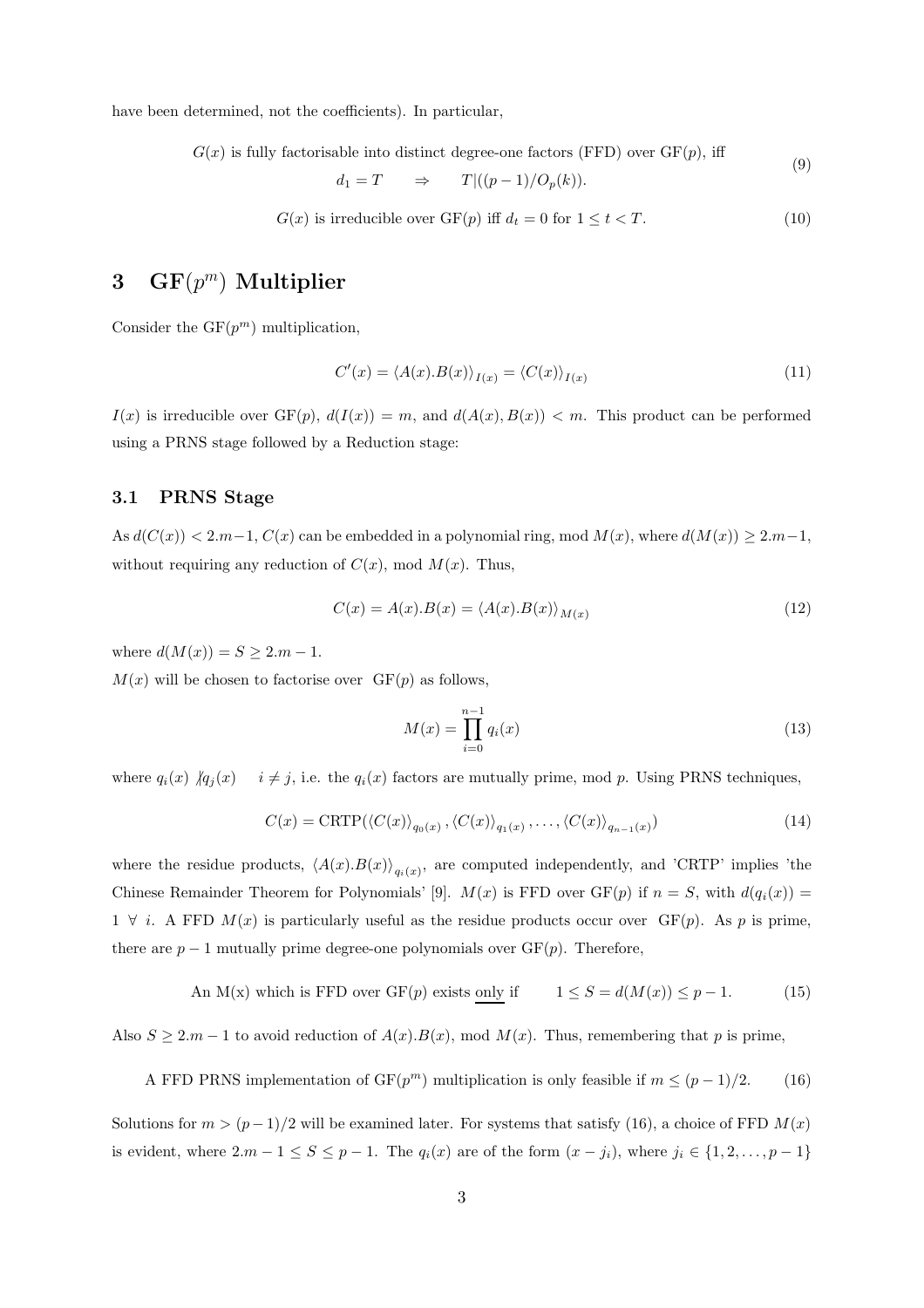have been determined, not the coefficients). In particular,

$$G(x) \text{ is fully factorisable into distinct degree-one factors (FFD) over GF}(p)\text{, iff} \qquad (9)$$
$$d_1 = T \qquad \Rightarrow \qquad T|((p-1)/O_p(k)).$$

$$G(x) \text{ is irreducible over GF}(p) \text{ iff } d_t = 0 \text{ for } 1 \le t < T. \qquad (10)$$

# 3 GF($p^m$) Multiplier

Consider the GF($p^m$) multiplication,

$$C'(x) = \langle A(x).B(x)\rangle_{I(x)} = \langle C(x)\rangle_{I(x)} \qquad (11)$$

$I(x)$ is irreducible over GF($p$), $d(I(x)) = m$, and $d(A(x), B(x)) < m$. This product can be performed using a PRNS stage followed by a Reduction stage:

## 3.1 PRNS Stage

As $d(C(x)) < 2.m-1$, $C(x)$ can be embedded in a polynomial ring, mod $M(x)$, where $d(M(x)) \ge 2.m-1$, without requiring any reduction of $C(x)$, mod $M(x)$. Thus,

$$C(x) = A(x).B(x) = \langle A(x).B(x)\rangle_{M(x)} \qquad (12)$$

where $d(M(x)) = S \ge 2.m-1$.

$M(x)$ will be chosen to factorise over GF($p$) as follows,

$$M(x) = \prod_{i=0}^{n-1} q_i(x) \qquad (13)$$

where $q_i(x) \not| q_j(x) \quad i \ne j$, i.e. the $q_i(x)$ factors are mutually prime, mod $p$. Using PRNS techniques,

$$C(x) = \text{CRTP}(\langle C(x)\rangle_{q_0(x)}, \langle C(x)\rangle_{q_1(x)}, \ldots, \langle C(x)\rangle_{q_{n-1}(x)}) \qquad (14)$$

where the residue products, $\langle A(x).B(x)\rangle_{q_i(x)}$, are computed independently, and 'CRTP' implies 'the Chinese Remainder Theorem for Polynomials' [9]. $M(x)$ is FFD over GF($p$) if $n = S$, with $d(q_i(x)) = 1 \ \forall \ i$. A FFD $M(x)$ is particularly useful as the residue products occur over GF($p$). As $p$ is prime, there are $p-1$ mutually prime degree-one polynomials over GF($p$). Therefore,

$$\text{An M(x) which is FFD over GF}(p) \text{ exists \underline{only} if} \qquad 1 \le S = d(M(x)) \le p-1. \qquad (15)$$

Also $S \ge 2.m-1$ to avoid reduction of $A(x).B(x)$, mod $M(x)$. Thus, remembering that $p$ is prime,

$$\text{A FFD PRNS implementation of GF}(p^m) \text{ multiplication is only feasible if } m \le (p-1)/2. \qquad (16)$$

Solutions for $m > (p-1)/2$ will be examined later. For systems that satisfy (16), a choice of FFD $M(x)$ is evident, where $2.m-1 \le S \le p-1$. The $q_i(x)$ are of the form $(x - j_i)$, where $j_i \in \{1, 2, \ldots, p-1\}$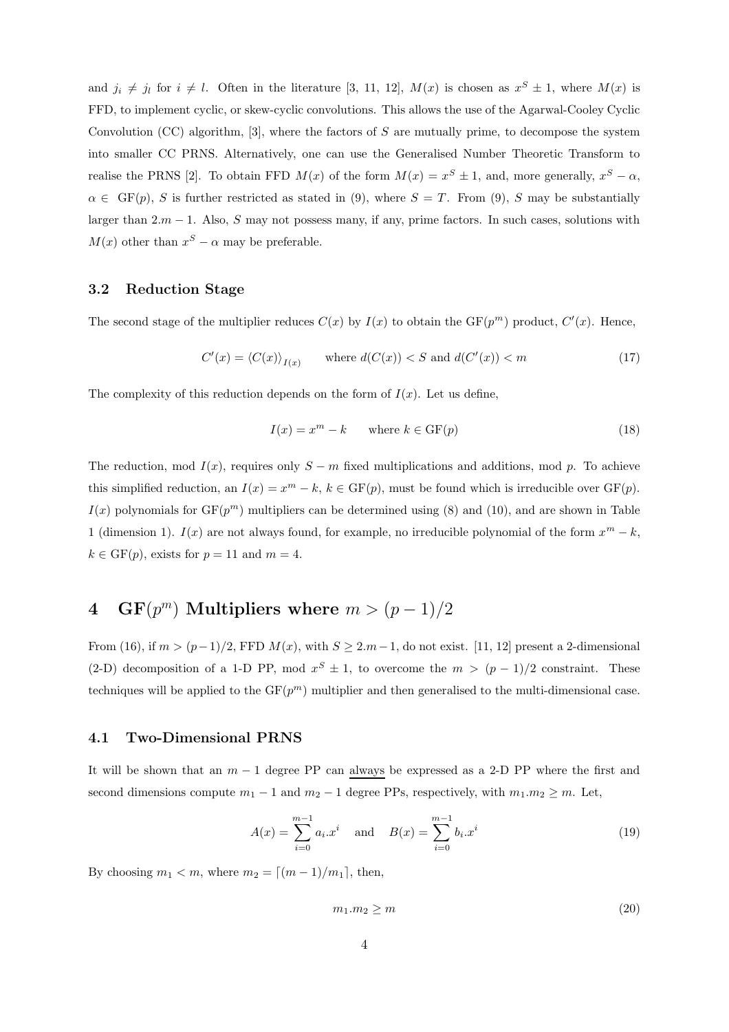and $j_i \neq j_l$ for $i \neq l$. Often in the literature [3, 11, 12], $M(x)$ is chosen as $x^S \pm 1$, where $M(x)$ is FFD, to implement cyclic, or skew-cyclic convolutions. This allows the use of the Agarwal-Cooley Cyclic Convolution (CC) algorithm, [3], where the factors of $S$ are mutually prime, to decompose the system into smaller CC PRNS. Alternatively, one can use the Generalised Number Theoretic Transform to realise the PRNS [2]. To obtain FFD $M(x)$ of the form $M(x) = x^S \pm 1$, and, more generally, $x^S - \alpha$, $\alpha \in \mathrm{GF}(p)$, $S$ is further restricted as stated in (9), where $S = T$. From (9), $S$ may be substantially larger than $2.m - 1$. Also, $S$ may not possess many, if any, prime factors. In such cases, solutions with $M(x)$ other than $x^S - \alpha$ may be preferable.

### 3.2 Reduction Stage

The second stage of the multiplier reduces $C(x)$ by $I(x)$ to obtain the $\mathrm{GF}(p^m)$ product, $C'(x)$. Hence,

$$C'(x) = \langle C(x) \rangle_{I(x)} \qquad \text{where } d(C(x)) < S \text{ and } d(C'(x)) < m \tag{17}$$

The complexity of this reduction depends on the form of $I(x)$. Let us define,

$$I(x) = x^m - k \qquad \text{where } k \in \mathrm{GF}(p) \tag{18}$$

The reduction, mod $I(x)$, requires only $S - m$ fixed multiplications and additions, mod $p$. To achieve this simplified reduction, an $I(x) = x^m - k$, $k \in \mathrm{GF}(p)$, must be found which is irreducible over $\mathrm{GF}(p)$. $I(x)$ polynomials for $\mathrm{GF}(p^m)$ multipliers can be determined using (8) and (10), and are shown in Table 1 (dimension 1). $I(x)$ are not always found, for example, no irreducible polynomial of the form $x^m - k$, $k \in \mathrm{GF}(p)$, exists for $p = 11$ and $m = 4$.

## 4 $\mathrm{GF}(p^m)$ Multipliers where $m > (p-1)/2$

From (16), if $m > (p-1)/2$, FFD $M(x)$, with $S \geq 2.m-1$, do not exist. [11, 12] present a 2-dimensional (2-D) decomposition of a 1-D PP, mod $x^S \pm 1$, to overcome the $m > (p-1)/2$ constraint. These techniques will be applied to the $\mathrm{GF}(p^m)$ multiplier and then generalised to the multi-dimensional case.

### 4.1 Two-Dimensional PRNS

It will be shown that an $m - 1$ degree PP can always be expressed as a 2-D PP where the first and second dimensions compute $m_1 - 1$ and $m_2 - 1$ degree PPs, respectively, with $m_1.m_2 \geq m$. Let,

$$A(x) = \sum_{i=0}^{m-1} a_i.x^i \quad \text{and} \quad B(x) = \sum_{i=0}^{m-1} b_i.x^i \tag{19}$$

By choosing $m_1 < m$, where $m_2 = \lceil (m-1)/m_1 \rceil$, then,

$$m_1.m_2 \geq m \tag{20}$$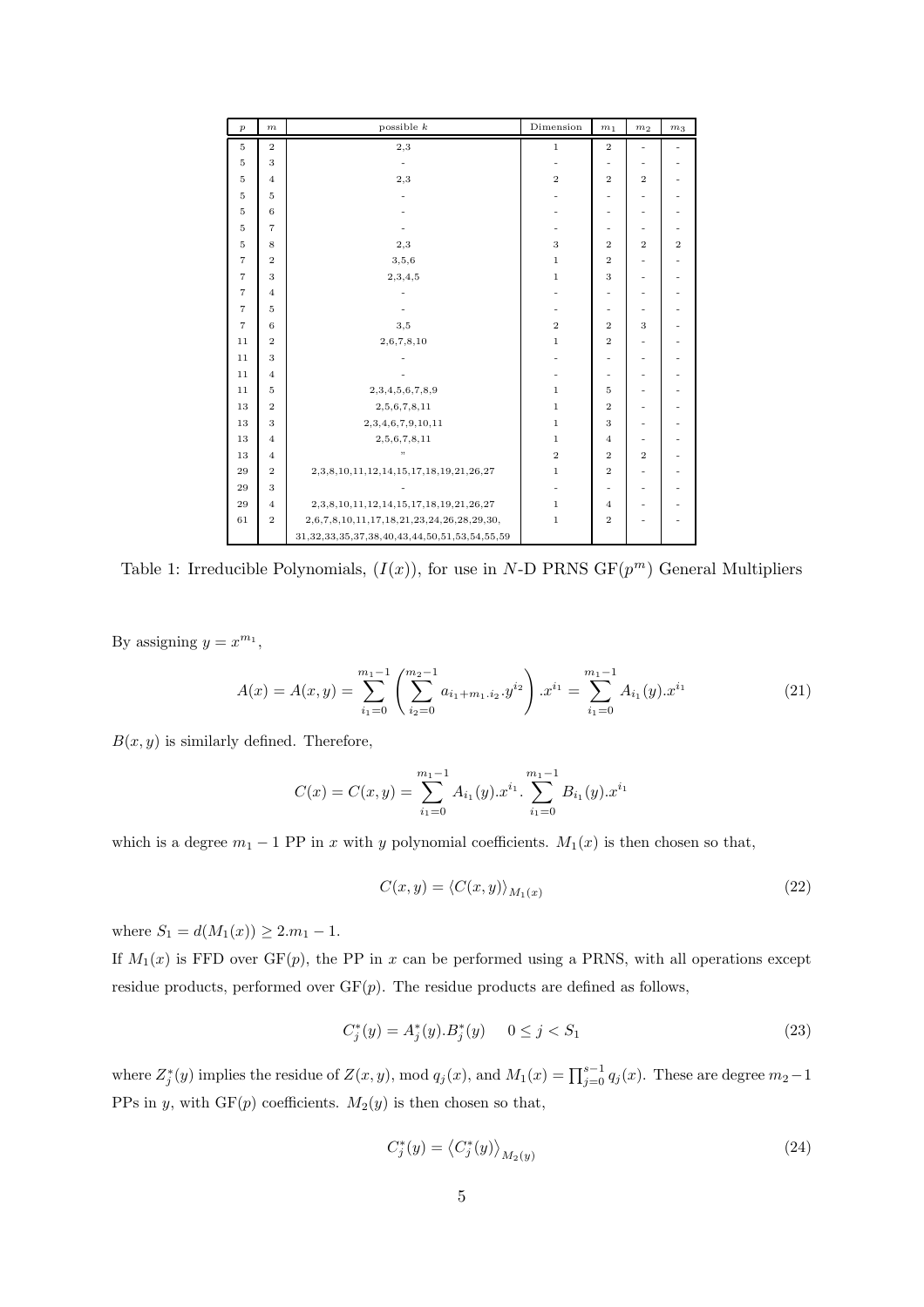| $p$ | $m$ | possible $k$ | Dimension | $m_1$ | $m_2$ | $m_3$ |
|---|---|---|---|---|---|---|
| 5 | 2 | 2,3 | 1 | 2 | - | - |
| 5 | 3 | - | - | - | - | - |
| 5 | 4 | 2,3 | 2 | 2 | 2 | - |
| 5 | 5 | - | - | - | - | - |
| 5 | 6 | - | - | - | - | - |
| 5 | 7 | - | - | - | - | - |
| 5 | 8 | 2,3 | 3 | 2 | 2 | 2 |
| 7 | 2 | 3,5,6 | 1 | 2 | - | - |
| 7 | 3 | 2,3,4,5 | 1 | 3 | - | - |
| 7 | 4 | - | - | - | - | - |
| 7 | 5 | - | - | - | - | - |
| 7 | 6 | 3,5 | 2 | 2 | 3 | - |
| 11 | 2 | 2,6,7,8,10 | 1 | 2 | - | - |
| 11 | 3 | - | - | - | - | - |
| 11 | 4 | - | - | - | - | - |
| 11 | 5 | 2,3,4,5,6,7,8,9 | 1 | 5 | - | - |
| 13 | 2 | 2,5,6,7,8,11 | 1 | 2 | - | - |
| 13 | 3 | 2,3,4,6,7,9,10,11 | 1 | 3 | - | - |
| 13 | 4 | 2,5,6,7,8,11 | 1 | 4 | - | - |
| 13 | 4 | " | 2 | 2 | 2 | - |
| 29 | 2 | 2,3,8,10,11,12,14,15,17,18,19,21,26,27 | 1 | 2 | - | - |
| 29 | 3 | - | - | - | - | - |
| 29 | 4 | 2,3,8,10,11,12,14,15,17,18,19,21,26,27 | 1 | 4 | - | - |
| 61 | 2 | 2,6,7,8,10,11,17,18,21,23,24,26,28,29,30, 31,32,33,35,37,38,40,43,44,50,51,53,54,55,59 | 1 | 2 | - | - |

Table 1: Irreducible Polynomials, $(I(x))$, for use in $N$-D PRNS GF$(p^m)$ General Multipliers

By assigning $y = x^{m_1}$,

$$A(x) = A(x,y) = \sum_{i_1=0}^{m_1-1} \left( \sum_{i_2=0}^{m_2-1} a_{i_1+m_1.i_2}.y^{i_2} \right).x^{i_1} = \sum_{i_1=0}^{m_1-1} A_{i_1}(y).x^{i_1} \tag{21}$$

$B(x,y)$ is similarly defined. Therefore,

$$C(x) = C(x,y) = \sum_{i_1=0}^{m_1-1} A_{i_1}(y).x^{i_1}.\sum_{i_1=0}^{m_1-1} B_{i_1}(y).x^{i_1}$$

which is a degree $m_1 - 1$ PP in $x$ with $y$ polynomial coefficients. $M_1(x)$ is then chosen so that,

$$C(x,y) = \langle C(x,y) \rangle_{M_1(x)} \tag{22}$$

where $S_1 = d(M_1(x)) \geq 2.m_1 - 1$.

If $M_1(x)$ is FFD over GF$(p)$, the PP in $x$ can be performed using a PRNS, with all operations except residue products, performed over GF$(p)$. The residue products are defined as follows,

$$C_j^*(y) = A_j^*(y).B_j^*(y) \quad 0 \leq j < S_1 \tag{23}$$

where $Z_j^*(y)$ implies the residue of $Z(x,y)$, mod $q_j(x)$, and $M_1(x) = \prod_{j=0}^{s-1} q_j(x)$. These are degree $m_2-1$ PPs in $y$, with GF$(p)$ coefficients. $M_2(y)$ is then chosen so that,

$$C_j^*(y) = \langle C_j^*(y) \rangle_{M_2(y)} \tag{24}$$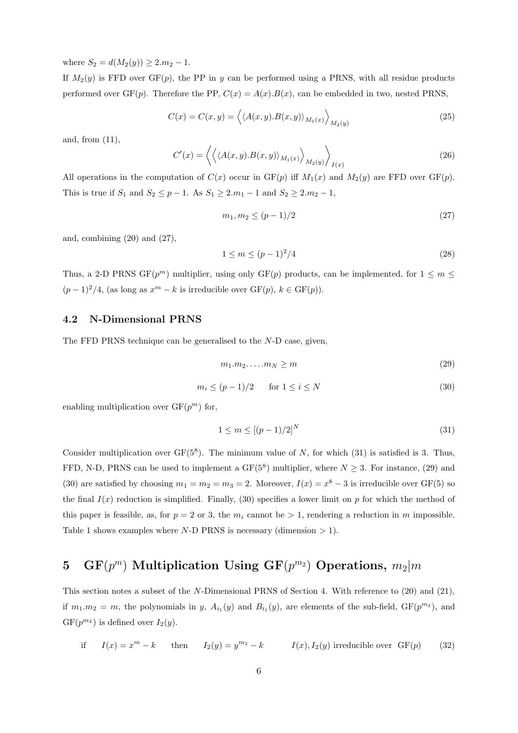where $S_2 = d(M_2(y)) \geq 2.m_2 - 1$.

If $M_2(y)$ is FFD over GF($p$), the PP in $y$ can be performed using a PRNS, with all residue products performed over GF($p$). Therefore the PP, $C(x) = A(x).B(x)$, can be embedded in two, nested PRNS,

$$C(x) = C(x, y) = \left\langle \langle A(x, y).B(x, y) \rangle_{M_1(x)} \right\rangle_{M_2(y)} \tag{25}$$

and, from (11),

$$C'(x) = \left\langle \left\langle \langle A(x, y).B(x, y) \rangle_{M_1(x)} \right\rangle_{M_2(y)} \right\rangle_{I(x)} \tag{26}$$

All operations in the computation of $C(x)$ occur in GF($p$) iff $M_1(x)$ and $M_2(y)$ are FFD over GF($p$). This is true if $S_1$ and $S_2 \leq p - 1$. As $S_1 \geq 2.m_1 - 1$ and $S_2 \geq 2.m_2 - 1$,

$$m_1, m_2 \leq (p - 1)/2 \tag{27}$$

and, combining (20) and (27),

$$1 \leq m \leq (p - 1)^2/4 \tag{28}$$

Thus, a 2-D PRNS GF($p^m$) multiplier, using only GF($p$) products, can be implemented, for $1 \leq m \leq (p - 1)^2/4$, (as long as $x^m - k$ is irreducible over GF($p$), $k \in$ GF($p$)).

### 4.2 N-Dimensional PRNS

The FFD PRNS technique can be generalised to the $N$-D case, given,

$$m_1.m_2.\ldots.m_N \geq m \tag{29}$$

$$m_i \leq (p - 1)/2 \qquad \text{for } 1 \leq i \leq N \tag{30}$$

enabling multiplication over GF($p^m$) for,

$$1 \leq m \leq [(p - 1)/2]^N \tag{31}$$

Consider multiplication over GF($5^8$). The minimum value of $N$, for which (31) is satisfied is 3. Thus, FFD, N-D, PRNS can be used to implement a GF($5^8$) multiplier, where $N \geq 3$. For instance, (29) and (30) are satisfied by choosing $m_1 = m_2 = m_3 = 2$. Moreover, $I(x) = x^8 - 3$ is irreducible over GF(5) so the final $I(x)$ reduction is simplified. Finally, (30) specifies a lower limit on $p$ for which the method of this paper is feasible, as, for $p = 2$ or 3, the $m_i$ cannot be $> 1$, rendering a reduction in $m$ impossible. Table 1 shows examples where $N$-D PRNS is necessary (dimension $> 1$).

## 5 GF($p^m$) Multiplication Using GF($p^{m_2}$) Operations, $m_2|m$

This section notes a subset of the $N$-Dimensional PRNS of Section 4. With reference to (20) and (21), if $m_1.m_2 = m$, the polynomials in $y$, $A_{i_1}(y)$ and $B_{i_1}(y)$, are elements of the sub-field, GF($p^{m_2}$), and GF($p^{m_2}$) is defined over $I_2(y)$.

$$\text{if} \quad I(x) = x^m - k \quad \text{then} \quad I_2(y) = y^{m_2} - k \qquad I(x), I_2(y) \text{ irreducible over GF}(p) \tag{32}$$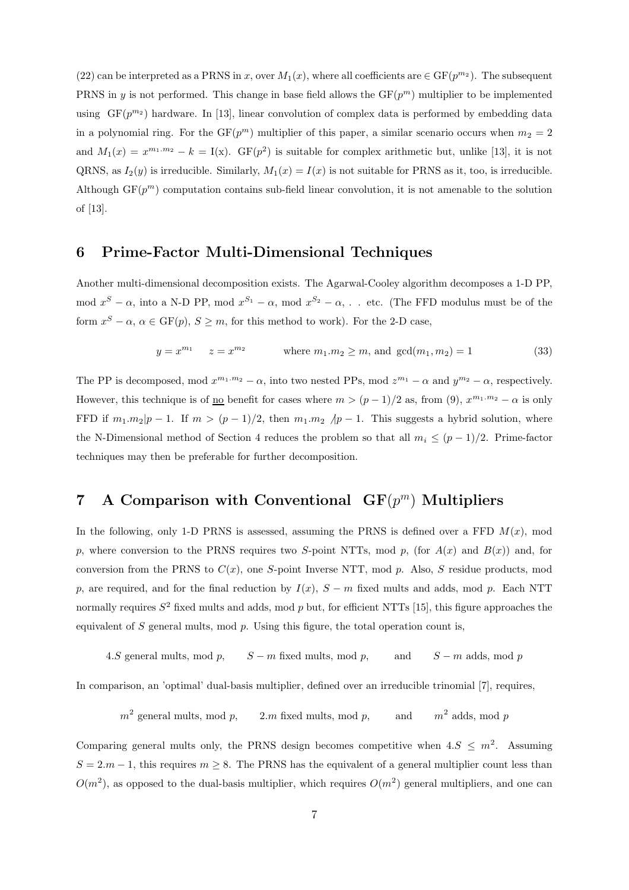(22) can be interpreted as a PRNS in $x$, over $M_1(x)$, where all coefficients are $\in \mathrm{GF}(p^{m_2})$. The subsequent PRNS in $y$ is not performed. This change in base field allows the $\mathrm{GF}(p^m)$ multiplier to be implemented using $\mathrm{GF}(p^{m_2})$ hardware. In [13], linear convolution of complex data is performed by embedding data in a polynomial ring. For the $\mathrm{GF}(p^m)$ multiplier of this paper, a similar scenario occurs when $m_2 = 2$ and $M_1(x) = x^{m_1.m_2} - k = \mathrm{I(x)}$. $\mathrm{GF}(p^2)$ is suitable for complex arithmetic but, unlike [13], it is not QRNS, as $I_2(y)$ is irreducible. Similarly, $M_1(x) = I(x)$ is not suitable for PRNS as it, too, is irreducible. Although $\mathrm{GF}(p^m)$ computation contains sub-field linear convolution, it is not amenable to the solution of [13].

## 6 Prime-Factor Multi-Dimensional Techniques

Another multi-dimensional decomposition exists. The Agarwal-Cooley algorithm decomposes a 1-D PP, mod $x^S - \alpha$, into a N-D PP, mod $x^{S_1} - \alpha$, mod $x^{S_2} - \alpha$, . . etc. (The FFD modulus must be of the form $x^S - \alpha$, $\alpha \in \mathrm{GF}(p)$, $S \geq m$, for this method to work). For the 2-D case,

$$y = x^{m_1} \qquad z = x^{m_2} \qquad\qquad \text{where } m_1.m_2 \geq m, \text{ and } \gcd(m_1, m_2) = 1 \tag{33}$$

The PP is decomposed, mod $x^{m_1.m_2} - \alpha$, into two nested PPs, mod $z^{m_1} - \alpha$ and $y^{m_2} - \alpha$, respectively. However, this technique is of <u>no</u> benefit for cases where $m > (p-1)/2$ as, from (9), $x^{m_1.m_2} - \alpha$ is only FFD if $m_1.m_2 | p-1$. If $m > (p-1)/2$, then $m_1.m_2 \not| p-1$. This suggests a hybrid solution, where the N-Dimensional method of Section 4 reduces the problem so that all $m_i \leq (p-1)/2$. Prime-factor techniques may then be preferable for further decomposition.

## 7 A Comparison with Conventional $\mathrm{GF}(p^m)$ Multipliers

In the following, only 1-D PRNS is assessed, assuming the PRNS is defined over a FFD $M(x)$, mod $p$, where conversion to the PRNS requires two $S$-point NTTs, mod $p$, (for $A(x)$ and $B(x)$) and, for conversion from the PRNS to $C(x)$, one $S$-point Inverse NTT, mod $p$. Also, $S$ residue products, mod $p$, are required, and for the final reduction by $I(x)$, $S - m$ fixed mults and adds, mod $p$. Each NTT normally requires $S^2$ fixed mults and adds, mod $p$ but, for efficient NTTs [15], this figure approaches the equivalent of $S$ general mults, mod $p$. Using this figure, the total operation count is,

$$4.S \text{ general mults, mod } p, \qquad S - m \text{ fixed mults, mod } p, \qquad \text{and} \qquad S - m \text{ adds, mod } p$$

In comparison, an 'optimal' dual-basis multiplier, defined over an irreducible trinomial [7], requires,

$$m^2 \text{ general mults, mod } p, \qquad 2.m \text{ fixed mults, mod } p, \qquad \text{and} \qquad m^2 \text{ adds, mod } p$$

Comparing general mults only, the PRNS design becomes competitive when $4.S \leq m^2$. Assuming $S = 2.m - 1$, this requires $m \geq 8$. The PRNS has the equivalent of a general multiplier count less than $O(m^2)$, as opposed to the dual-basis multiplier, which requires $O(m^2)$ general multipliers, and one can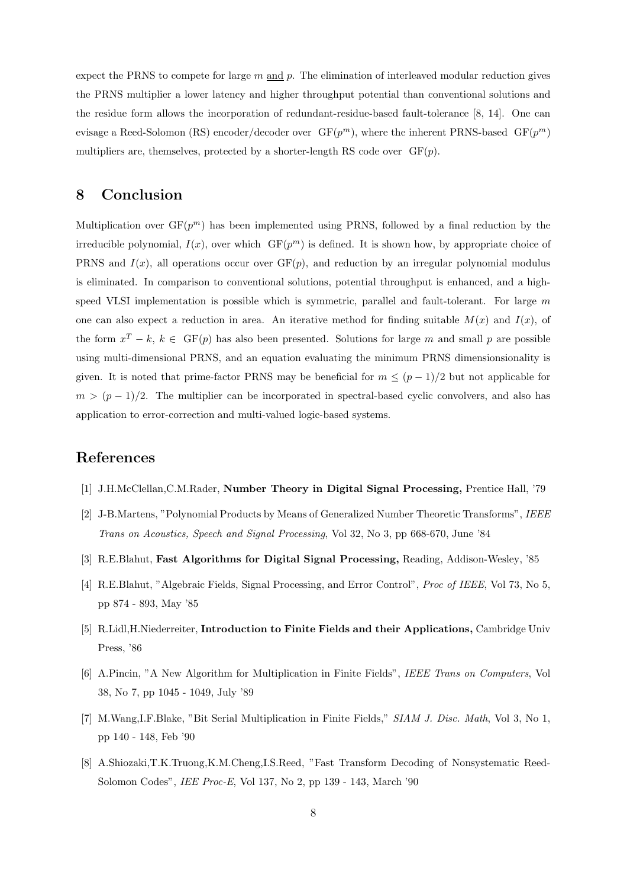expect the PRNS to compete for large $m$ and $p$. The elimination of interleaved modular reduction gives the PRNS multiplier a lower latency and higher throughput potential than conventional solutions and the residue form allows the incorporation of redundant-residue-based fault-tolerance [8, 14]. One can evisage a Reed-Solomon (RS) encoder/decoder over $\mathrm{GF}(p^m)$, where the inherent PRNS-based $\mathrm{GF}(p^m)$ multipliers are, themselves, protected by a shorter-length RS code over $\mathrm{GF}(p)$.

## 8 Conclusion

Multiplication over $\mathrm{GF}(p^m)$ has been implemented using PRNS, followed by a final reduction by the irreducible polynomial, $I(x)$, over which $\mathrm{GF}(p^m)$ is defined. It is shown how, by appropriate choice of PRNS and $I(x)$, all operations occur over $\mathrm{GF}(p)$, and reduction by an irregular polynomial modulus is eliminated. In comparison to conventional solutions, potential throughput is enhanced, and a high-speed VLSI implementation is possible which is symmetric, parallel and fault-tolerant. For large $m$ one can also expect a reduction in area. An iterative method for finding suitable $M(x)$ and $I(x)$, of the form $x^T - k$, $k \in \mathrm{GF}(p)$ has also been presented. Solutions for large $m$ and small $p$ are possible using multi-dimensional PRNS, and an equation evaluating the minimum PRNS dimensionsionality is given. It is noted that prime-factor PRNS may be beneficial for $m \leq (p-1)/2$ but not applicable for $m > (p-1)/2$. The multiplier can be incorporated in spectral-based cyclic convolvers, and also has application to error-correction and multi-valued logic-based systems.

## References

[1] J.H.McClellan,C.M.Rader, **Number Theory in Digital Signal Processing,** Prentice Hall, '79

[2] J-B.Martens, "Polynomial Products by Means of Generalized Number Theoretic Transforms", *IEEE Trans on Acoustics, Speech and Signal Processing*, Vol 32, No 3, pp 668-670, June '84

[3] R.E.Blahut, **Fast Algorithms for Digital Signal Processing,** Reading, Addison-Wesley, '85

[4] R.E.Blahut, "Algebraic Fields, Signal Processing, and Error Control", *Proc of IEEE*, Vol 73, No 5, pp 874 - 893, May '85

[5] R.Lidl,H.Niederreiter, **Introduction to Finite Fields and their Applications,** Cambridge Univ Press, '86

[6] A.Pincin, "A New Algorithm for Multiplication in Finite Fields", *IEEE Trans on Computers*, Vol 38, No 7, pp 1045 - 1049, July '89

[7] M.Wang,I.F.Blake, "Bit Serial Multiplication in Finite Fields," *SIAM J. Disc. Math*, Vol 3, No 1, pp 140 - 148, Feb '90

[8] A.Shiozaki,T.K.Truong,K.M.Cheng,I.S.Reed, "Fast Transform Decoding of Nonsystematic Reed-Solomon Codes", *IEE Proc-E*, Vol 137, No 2, pp 139 - 143, March '90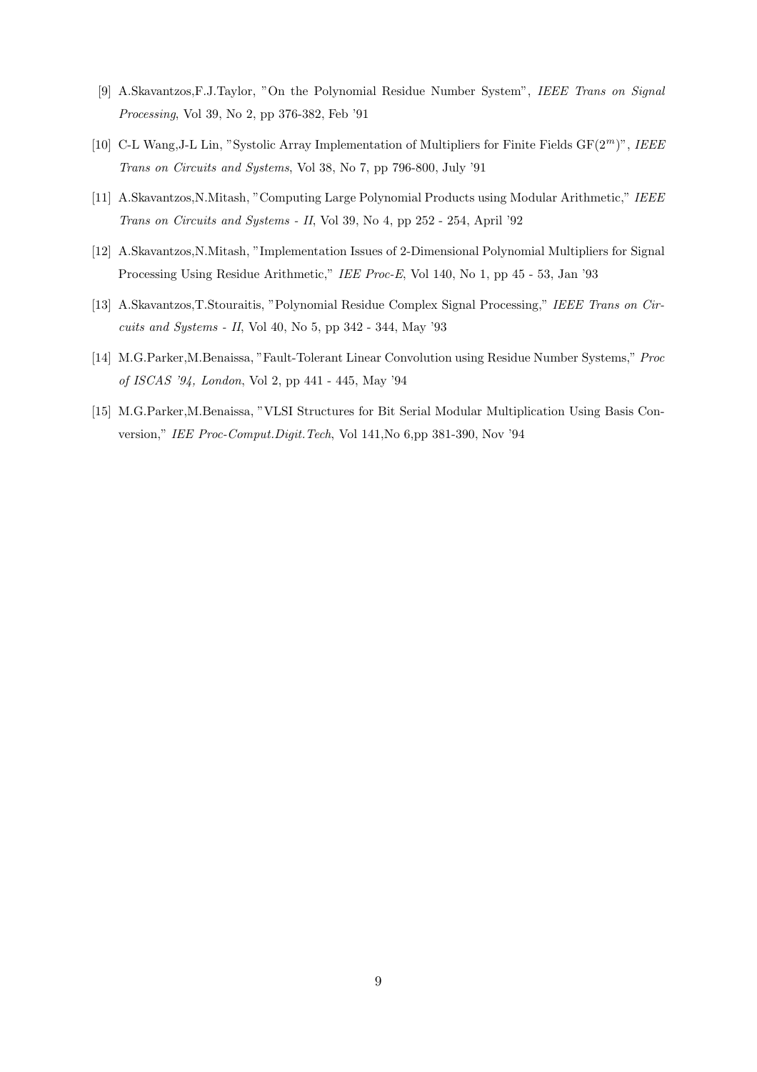[9] A.Skavantzos,F.J.Taylor, "On the Polynomial Residue Number System", *IEEE Trans on Signal Processing*, Vol 39, No 2, pp 376-382, Feb '91

[10] C-L Wang,J-L Lin, "Systolic Array Implementation of Multipliers for Finite Fields GF($2^m$)", *IEEE Trans on Circuits and Systems*, Vol 38, No 7, pp 796-800, July '91

[11] A.Skavantzos,N.Mitash, "Computing Large Polynomial Products using Modular Arithmetic," *IEEE Trans on Circuits and Systems - II*, Vol 39, No 4, pp 252 - 254, April '92

[12] A.Skavantzos,N.Mitash, "Implementation Issues of 2-Dimensional Polynomial Multipliers for Signal Processing Using Residue Arithmetic," *IEE Proc-E*, Vol 140, No 1, pp 45 - 53, Jan '93

[13] A.Skavantzos,T.Stouraitis, "Polynomial Residue Complex Signal Processing," *IEEE Trans on Circuits and Systems - II*, Vol 40, No 5, pp 342 - 344, May '93

[14] M.G.Parker,M.Benaissa, "Fault-Tolerant Linear Convolution using Residue Number Systems," *Proc of ISCAS '94, London*, Vol 2, pp 441 - 445, May '94

[15] M.G.Parker,M.Benaissa, "VLSI Structures for Bit Serial Modular Multiplication Using Basis Conversion," *IEE Proc-Comput.Digit.Tech*, Vol 141,No 6,pp 381-390, Nov '94